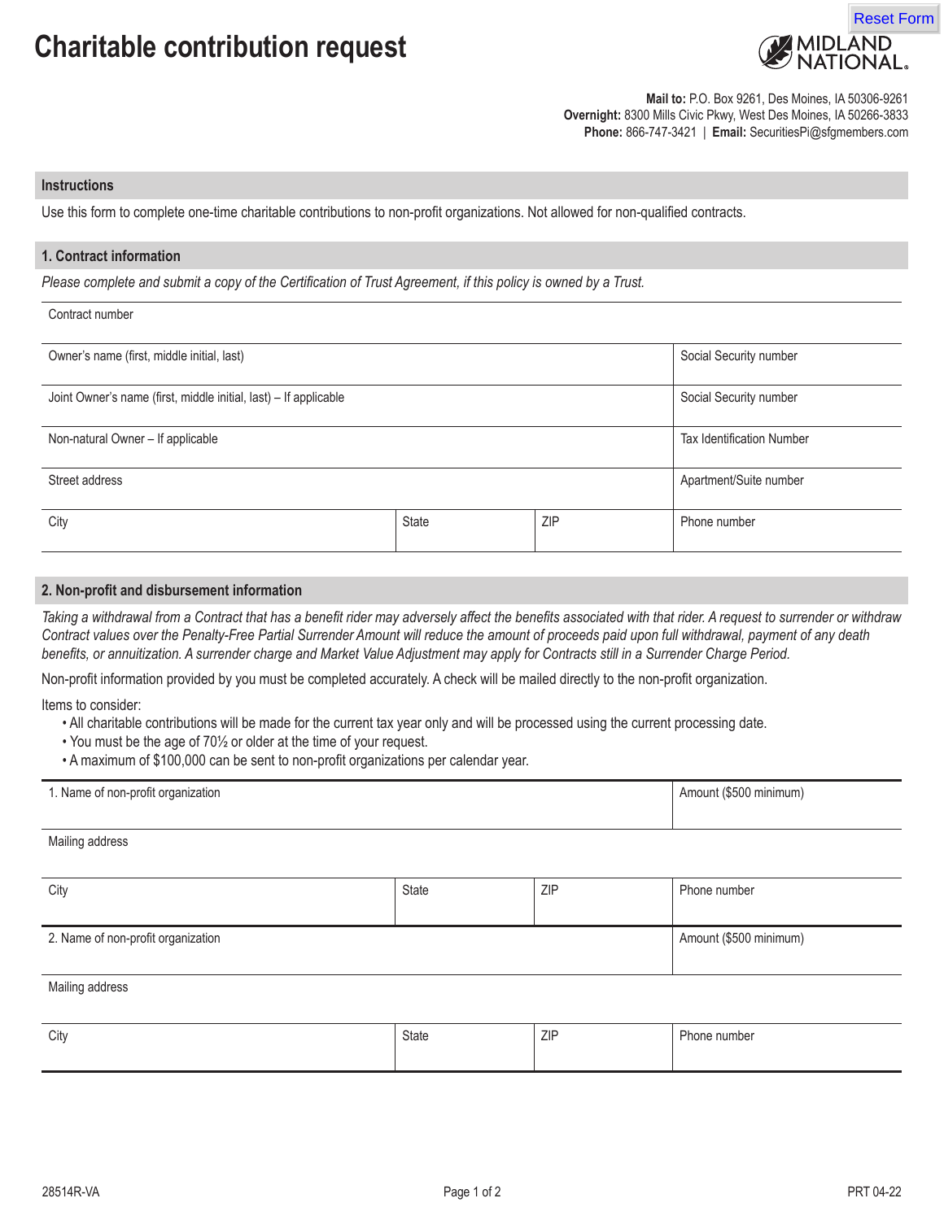# Charitable contribution request

MIDLAND NATIONAL.

**Mail to:** P.O. Box 9261, Des Moines, IA 50306-9261
**Overnight:** 8300 Mills Civic Pkwy, West Des Moines, IA 50266-3833
**Phone:** 866-747-3421 | **Email:** SecuritiesPi@sfgmembers.com

## Instructions

Use this form to complete one-time charitable contributions to non-profit organizations. Not allowed for non-qualified contracts.

## 1. Contract information

*Please complete and submit a copy of the Certification of Trust Agreement, if this policy is owned by a Trust.*

| Contract number | | | |
|---|---|---|---|
| Owner's name (first, middle initial, last) | | | Social Security number |
| Joint Owner's name (first, middle initial, last) – If applicable | | | Social Security number |
| Non-natural Owner – If applicable | | | Tax Identification Number |
| Street address | | | Apartment/Suite number |
| City | State | ZIP | Phone number |

## 2. Non-profit and disbursement information

*Taking a withdrawal from a Contract that has a benefit rider may adversely affect the benefits associated with that rider. A request to surrender or withdraw Contract values over the Penalty-Free Partial Surrender Amount will reduce the amount of proceeds paid upon full withdrawal, payment of any death benefits, or annuitization. A surrender charge and Market Value Adjustment may apply for Contracts still in a Surrender Charge Period.*

Non-profit information provided by you must be completed accurately. A check will be mailed directly to the non-profit organization.

Items to consider:

- All charitable contributions will be made for the current tax year only and will be processed using the current processing date.
- You must be the age of 70½ or older at the time of your request.
- A maximum of $100,000 can be sent to non-profit organizations per calendar year.

| 1. Name of non-profit organization | | | Amount ($500 minimum) |
|---|---|---|---|
| Mailing address | | | |
| City | State | ZIP | Phone number |
| 2. Name of non-profit organization | | | Amount ($500 minimum) |
| Mailing address | | | |
| City | State | ZIP | Phone number |

28514R-VA PRT 04-22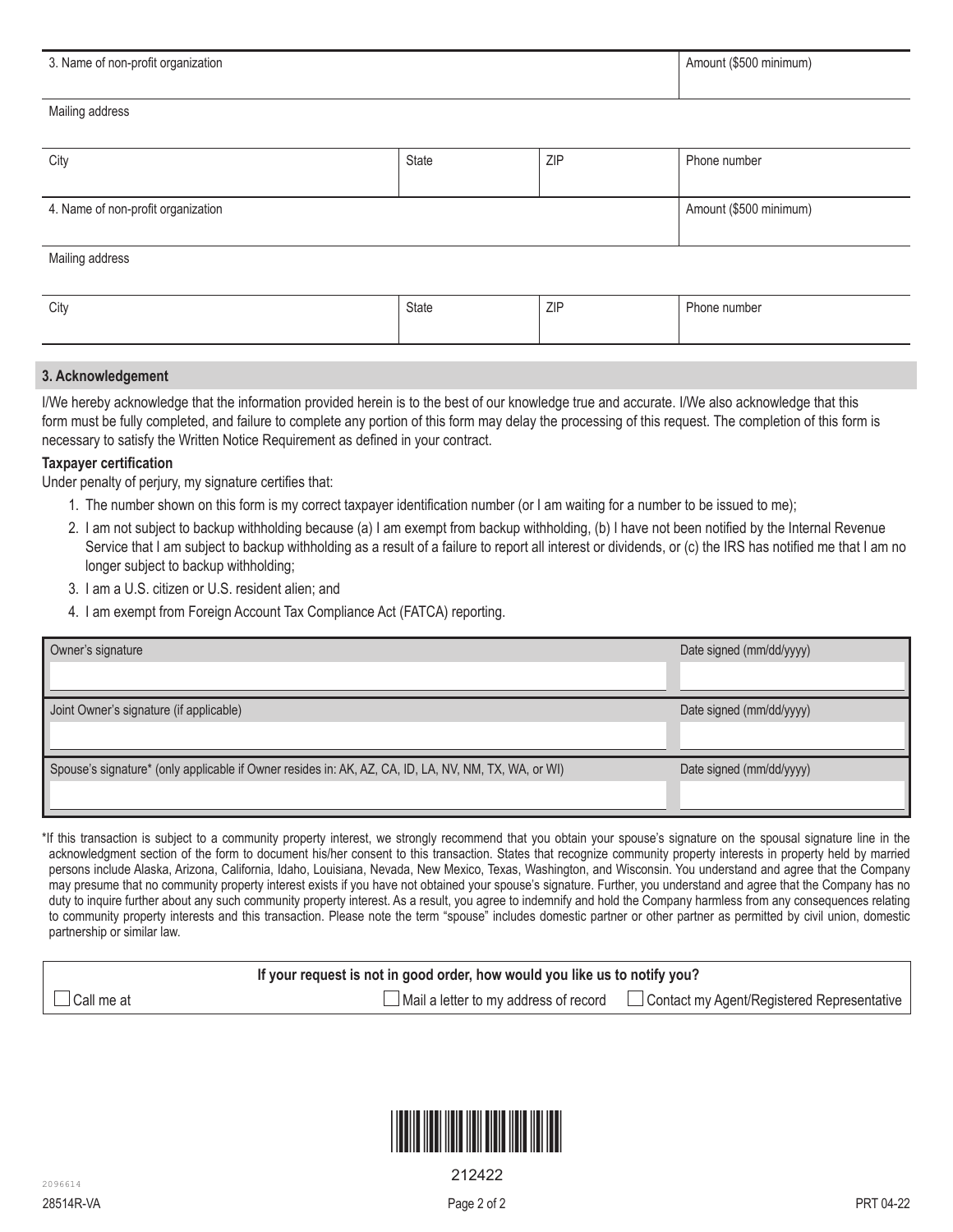| | | | |
|---|---|---|---|
| 3. Name of non-profit organization | | | Amount ($500 minimum) |
| Mailing address | | | |
| City | State | ZIP | Phone number |
| 4. Name of non-profit organization | | | Amount ($500 minimum) |
| Mailing address | | | |
| City | State | ZIP | Phone number |

## 3. Acknowledgement

I/We hereby acknowledge that the information provided herein is to the best of our knowledge true and accurate. I/We also acknowledge that this form must be fully completed, and failure to complete any portion of this form may delay the processing of this request. The completion of this form is necessary to satisfy the Written Notice Requirement as defined in your contract.

**Taxpayer certification**

Under penalty of perjury, my signature certifies that:

1. The number shown on this form is my correct taxpayer identification number (or I am waiting for a number to be issued to me);
2. I am not subject to backup withholding because (a) I am exempt from backup withholding, (b) I have not been notified by the Internal Revenue Service that I am subject to backup withholding as a result of a failure to report all interest or dividends, or (c) the IRS has notified me that I am no longer subject to backup withholding;
3. I am a U.S. citizen or U.S. resident alien; and
4. I am exempt from Foreign Account Tax Compliance Act (FATCA) reporting.

| | |
|---|---|
| Owner's signature | Date signed (mm/dd/yyyy) |
| Joint Owner's signature (if applicable) | Date signed (mm/dd/yyyy) |
| Spouse's signature* (only applicable if Owner resides in: AK, AZ, CA, ID, LA, NV, NM, TX, WA, or WI) | Date signed (mm/dd/yyyy) |

*If this transaction is subject to a community property interest, we strongly recommend that you obtain your spouse's signature on the spousal signature line in the acknowledgment section of the form to document his/her consent to this transaction. States that recognize community property interests in property held by married persons include Alaska, Arizona, California, Idaho, Louisiana, Nevada, New Mexico, Texas, Washington, and Wisconsin. You understand and agree that the Company may presume that no community property interest exists if you have not obtained your spouse's signature. Further, you understand and agree that the Company has no duty to inquire further about any such community property interest. As a result, you agree to indemnify and hold the Company harmless from any consequences relating to community property interests and this transaction. Please note the term "spouse" includes domestic partner or other partner as permitted by civil union, domestic partnership or similar law.

**If your request is not in good order, how would you like us to notify you?**

☐ Call me at ☐ Mail a letter to my address of record ☐ Contact my Agent/Registered Representative

212422

2096614

28514R-VA

PRT 04-22